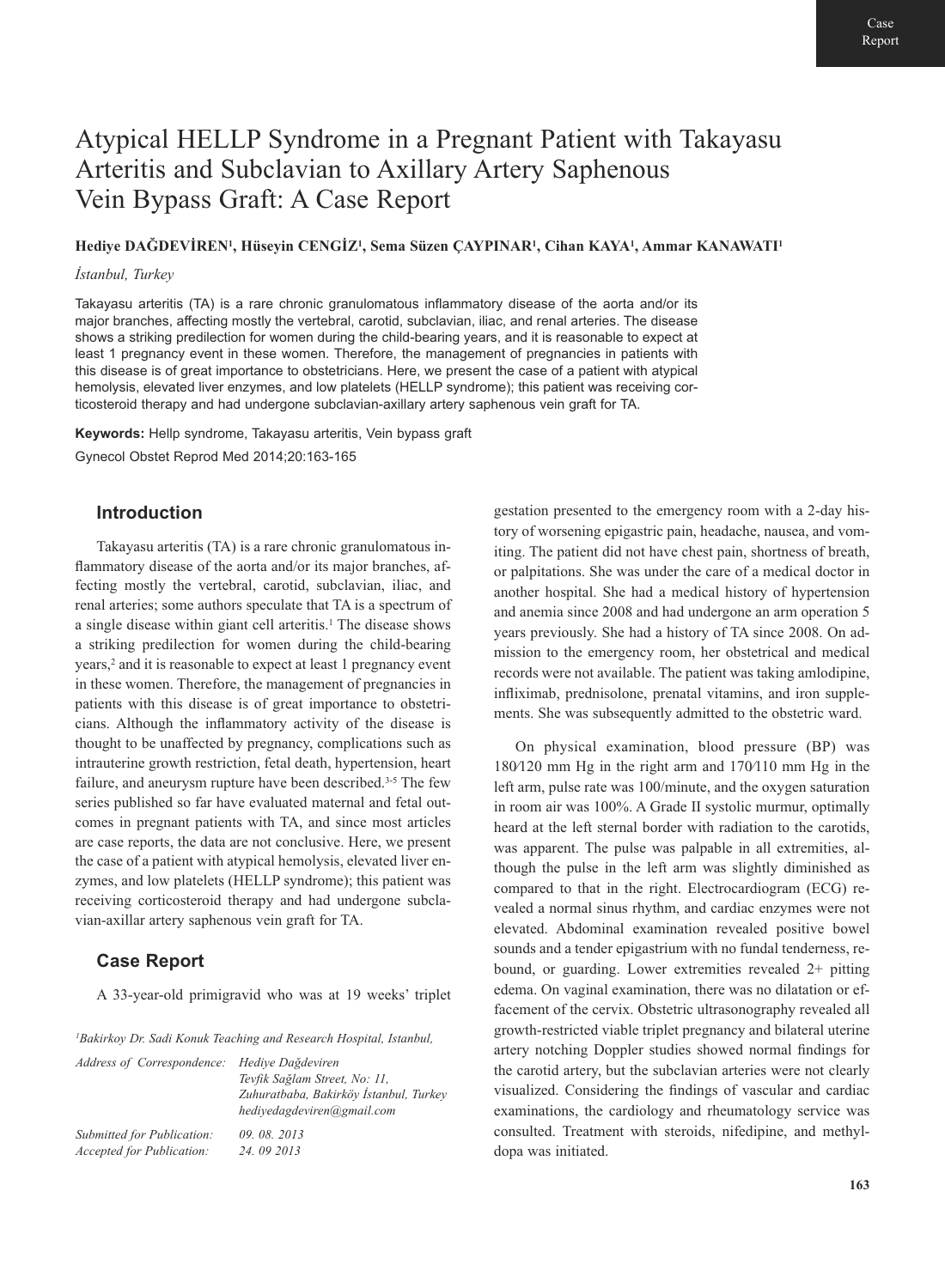Case Report

# Atypical HELLP Syndrome in a Pregnant Patient with Takayasu Arteritis and Subclavian to Axillary Artery Saphenous Vein Bypass Graft: A Case Report

**Hediye DAĞDEVİREN[1], Hüseyin CENGİZ[1], Sema Süzen ÇAYPINAR[1], Cihan KAYA[1], Ammar KANAWATI[1]**

*İstanbul, Turkey*

Takayasu arteritis (TA) is a rare chronic granulomatous inflammatory disease of the aorta and/or its major branches, affecting mostly the vertebral, carotid, subclavian, iliac, and renal arteries. The disease shows a striking predilection for women during the child-bearing years, and it is reasonable to expect at least 1 pregnancy event in these women. Therefore, the management of pregnancies in patients with this disease is of great importance to obstetricians. Here, we present the case of a patient with atypical hemolysis, elevated liver enzymes, and low platelets (HELLP syndrome); this patient was receiving corticosteroid therapy and had undergone subclavian-axillary artery saphenous vein graft for TA.

**Keywords:** Hellp syndrome, Takayasu arteritis, Vein bypass graft

Gynecol Obstet Reprod Med 2014;20:163-165

## Introduction

Takayasu arteritis (TA) is a rare chronic granulomatous inflammatory disease of the aorta and/or its major branches, affecting mostly the vertebral, carotid, subclavian, iliac, and renal arteries; some authors speculate that TA is a spectrum of a single disease within giant cell arteritis.[1] The disease shows a striking predilection for women during the child-bearing years,[2] and it is reasonable to expect at least 1 pregnancy event in these women. Therefore, the management of pregnancies in patients with this disease is of great importance to obstetricians. Although the inflammatory activity of the disease is thought to be unaffected by pregnancy, complications such as intrauterine growth restriction, fetal death, hypertension, heart failure, and aneurysm rupture have been described.[3-5] The few series published so far have evaluated maternal and fetal outcomes in pregnant patients with TA, and since most articles are case reports, the data are not conclusive. Here, we present the case of a patient with atypical hemolysis, elevated liver enzymes, and low platelets (HELLP syndrome); this patient was receiving corticosteroid therapy and had undergone subclavian-axillar artery saphenous vein graft for TA.

## Case Report

A 33-year-old primigravid who was at 19 weeks' triplet gestation presented to the emergency room with a 2-day history of worsening epigastric pain, headache, nausea, and vomiting. The patient did not have chest pain, shortness of breath, or palpitations. She was under the care of a medical doctor in another hospital. She had a medical history of hypertension and anemia since 2008 and had undergone an arm operation 5 years previously. She had a history of TA since 2008. On admission to the emergency room, her obstetrical and medical records were not available. The patient was taking amlodipine, infliximab, prednisolone, prenatal vitamins, and iron supplements. She was subsequently admitted to the obstetric ward.

On physical examination, blood pressure (BP) was 180/120 mm Hg in the right arm and 170/110 mm Hg in the left arm, pulse rate was 100/minute, and the oxygen saturation in room air was 100%. A Grade II systolic murmur, optimally heard at the left sternal border with radiation to the carotids, was apparent. The pulse was palpable in all extremities, although the pulse in the left arm was slightly diminished as compared to that in the right. Electrocardiogram (ECG) revealed a normal sinus rhythm, and cardiac enzymes were not elevated. Abdominal examination revealed positive bowel sounds and a tender epigastrium with no fundal tenderness, rebound, or guarding. Lower extremities revealed 2+ pitting edema. On vaginal examination, there was no dilatation or effacement of the cervix. Obstetric ultrasonography revealed all growth-restricted viable triplet pregnancy and bilateral uterine artery notching Doppler studies showed normal findings for the carotid artery, but the subclavian arteries were not clearly visualized. Considering the findings of vascular and cardiac examinations, the cardiology and rheumatology service was consulted. Treatment with steroids, nifedipine, and methyldopa was initiated.

---

[1]*Bakirkoy Dr. Sadi Konuk Teaching and Research Hospital, Istanbul,*

*Address of Correspondence:* *Hediye Dağdeviren*
*Tevfik Sağlam Street, No: 11,*
*Zuhuratbaba, Bakirköy İstanbul, Turkey*
*hediyedagdeviren@gmail.com*

*Submitted for Publication:* *09. 08. 2013*
*Accepted for Publication:* *24. 09 2013*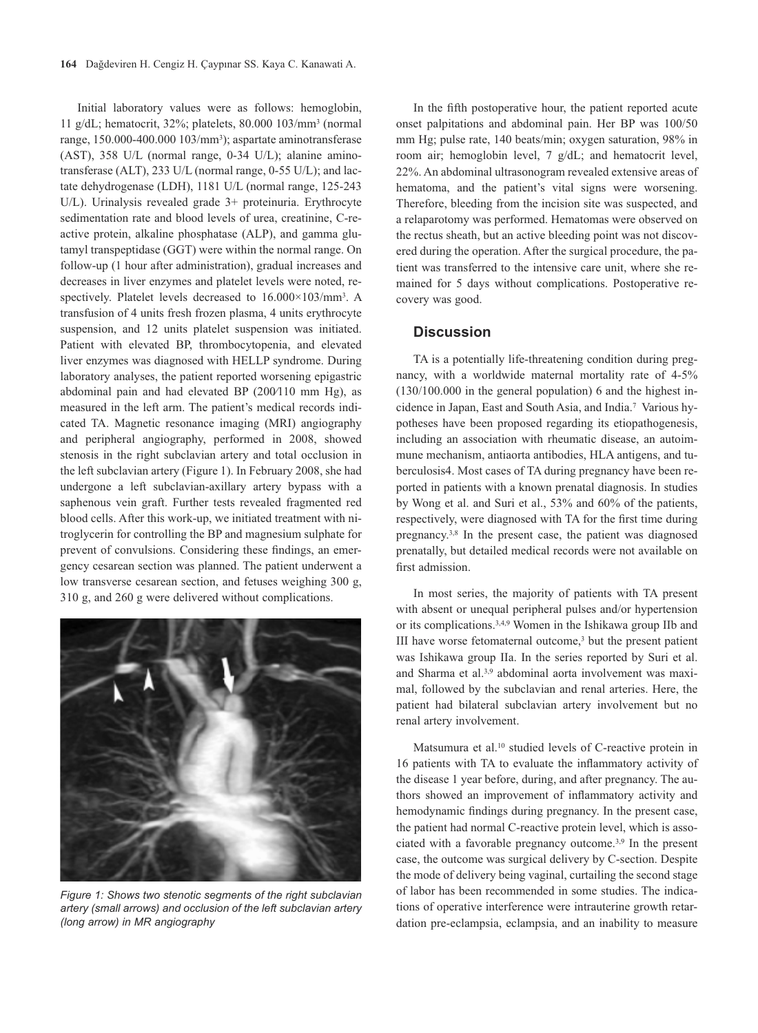Initial laboratory values were as follows: hemoglobin, 11 g/dL; hematocrit, 32%; platelets, 80.000 103/mm³ (normal range, 150.000-400.000 103/mm³); aspartate aminotransferase (AST), 358 U/L (normal range, 0-34 U/L); alanine aminotransferase (ALT), 233 U/L (normal range, 0-55 U/L); and lactate dehydrogenase (LDH), 1181 U/L (normal range, 125-243 U/L). Urinalysis revealed grade 3+ proteinuria. Erythrocyte sedimentation rate and blood levels of urea, creatinine, C-reactive protein, alkaline phosphatase (ALP), and gamma glutamyl transpeptidase (GGT) were within the normal range. On follow-up (1 hour after administration), gradual increases and decreases in liver enzymes and platelet levels were noted, respectively. Platelet levels decreased to 16.000×103/mm³. A transfusion of 4 units fresh frozen plasma, 4 units erythrocyte suspension, and 12 units platelet suspension was initiated. Patient with elevated BP, thrombocytopenia, and elevated liver enzymes was diagnosed with HELLP syndrome. During laboratory analyses, the patient reported worsening epigastric abdominal pain and had elevated BP (200/110 mm Hg), as measured in the left arm. The patient's medical records indicated TA. Magnetic resonance imaging (MRI) angiography and peripheral angiography, performed in 2008, showed stenosis in the right subclavian artery and total occlusion in the left subclavian artery (Figure 1). In February 2008, she had undergone a left subclavian-axillary artery bypass with a saphenous vein graft. Further tests revealed fragmented red blood cells. After this work-up, we initiated treatment with nitroglycerin for controlling the BP and magnesium sulphate for prevent of convulsions. Considering these findings, an emergency cesarean section was planned. The patient underwent a low transverse cesarean section, and fetuses weighing 300 g, 310 g, and 260 g were delivered without complications.

*Figure 1: Shows two stenotic segments of the right subclavian artery (small arrows) and occlusion of the left subclavian artery (long arrow) in MR angiography*

In the fifth postoperative hour, the patient reported acute onset palpitations and abdominal pain. Her BP was 100/50 mm Hg; pulse rate, 140 beats/min; oxygen saturation, 98% in room air; hemoglobin level, 7 g/dL; and hematocrit level, 22%. An abdominal ultrasonogram revealed extensive areas of hematoma, and the patient's vital signs were worsening. Therefore, bleeding from the incision site was suspected, and a relaparotomy was performed. Hematomas were observed on the rectus sheath, but an active bleeding point was not discovered during the operation. After the surgical procedure, the patient was transferred to the intensive care unit, where she remained for 5 days without complications. Postoperative recovery was good.

## Discussion

TA is a potentially life-threatening condition during pregnancy, with a worldwide maternal mortality rate of 4-5% (130/100.000 in the general population) 6 and the highest incidence in Japan, East and South Asia, and India.[7] Various hypotheses have been proposed regarding its etiopathogenesis, including an association with rheumatic disease, an autoimmune mechanism, antiaorta antibodies, HLA antigens, and tuberculosis4. Most cases of TA during pregnancy have been reported in patients with a known prenatal diagnosis. In studies by Wong et al. and Suri et al., 53% and 60% of the patients, respectively, were diagnosed with TA for the first time during pregnancy.[3,8] In the present case, the patient was diagnosed prenatally, but detailed medical records were not available on first admission.

In most series, the majority of patients with TA present with absent or unequal peripheral pulses and/or hypertension or its complications.[3,4,9] Women in the Ishikawa group IIb and III have worse fetomaternal outcome,[3] but the present patient was Ishikawa group IIa. In the series reported by Suri et al. and Sharma et al.[3,9] abdominal aorta involvement was maximal, followed by the subclavian and renal arteries. Here, the patient had bilateral subclavian artery involvement but no renal artery involvement.

Matsumura et al.[10] studied levels of C-reactive protein in 16 patients with TA to evaluate the inflammatory activity of the disease 1 year before, during, and after pregnancy. The authors showed an improvement of inflammatory activity and hemodynamic findings during pregnancy. In the present case, the patient had normal C-reactive protein level, which is associated with a favorable pregnancy outcome.[3,9] In the present case, the outcome was surgical delivery by C-section. Despite the mode of delivery being vaginal, curtailing the second stage of labor has been recommended in some studies. The indications of operative interference were intrauterine growth retardation pre-eclampsia, eclampsia, and an inability to measure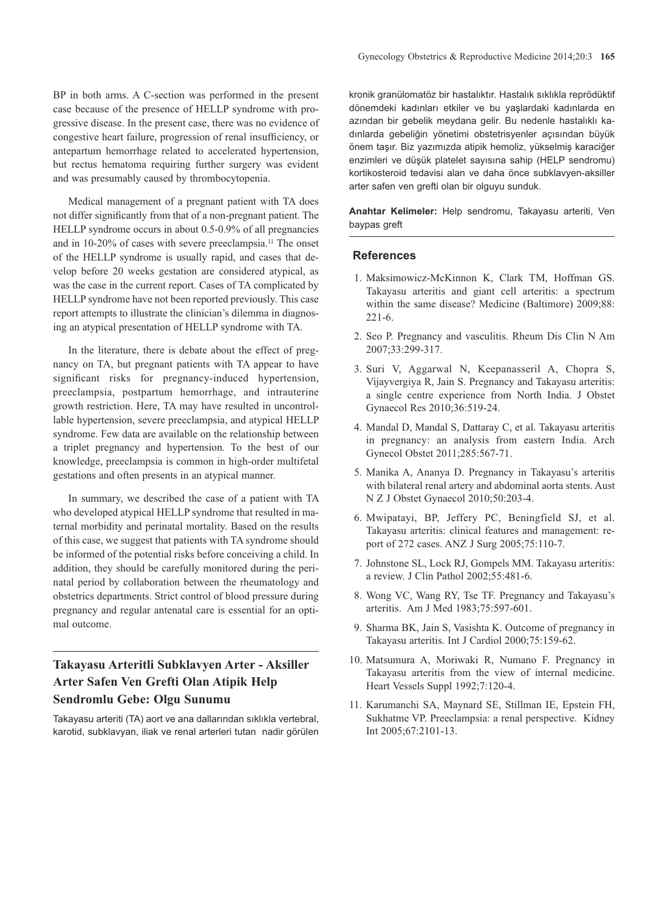BP in both arms. A C-section was performed in the present case because of the presence of HELLP syndrome with progressive disease. In the present case, there was no evidence of congestive heart failure, progression of renal insufficiency, or antepartum hemorrhage related to accelerated hypertension, but rectus hematoma requiring further surgery was evident and was presumably caused by thrombocytopenia.

Medical management of a pregnant patient with TA does not differ significantly from that of a non-pregnant patient. The HELLP syndrome occurs in about 0.5-0.9% of all pregnancies and in 10-20% of cases with severe preeclampsia.[11] The onset of the HELLP syndrome is usually rapid, and cases that develop before 20 weeks gestation are considered atypical, as was the case in the current report. Cases of TA complicated by HELLP syndrome have not been reported previously. This case report attempts to illustrate the clinician's dilemma in diagnosing an atypical presentation of HELLP syndrome with TA.

In the literature, there is debate about the effect of pregnancy on TA, but pregnant patients with TA appear to have significant risks for pregnancy-induced hypertension, preeclampsia, postpartum hemorrhage, and intrauterine growth restriction. Here, TA may have resulted in uncontrollable hypertension, severe preeclampsia, and atypical HELLP syndrome. Few data are available on the relationship between a triplet pregnancy and hypertension. To the best of our knowledge, preeclampsia is common in high-order multifetal gestations and often presents in an atypical manner.

In summary, we described the case of a patient with TA who developed atypical HELLP syndrome that resulted in maternal morbidity and perinatal mortality. Based on the results of this case, we suggest that patients with TA syndrome should be informed of the potential risks before conceiving a child. In addition, they should be carefully monitored during the perinatal period by collaboration between the rheumatology and obstetrics departments. Strict control of blood pressure during pregnancy and regular antenatal care is essential for an optimal outcome.

## Takayasu Arteritli Subklavyen Arter - Aksiller Arter Safen Ven Grefti Olan Atipik Help Sendromlu Gebe: Olgu Sunumu

Takayasu arteriti (TA) aort ve ana dallarından sıklıkla vertebral, karotid, subklavyan, iliak ve renal arterleri tutan nadir görülen kronik granülomatöz bir hastalıktır. Hastalık sıklıkla reprödüktif dönemdeki kadınları etkiler ve bu yaşlardaki kadınlarda en azından bir gebelik meydana gelir. Bu nedenle hastalıklı kadınlarda gebeliğin yönetimi obstetrisyenler açısından büyük önem taşır. Biz yazımızda atipik hemoliz, yükselmiş karaciğer enzimleri ve düşük platelet sayısına sahip (HELP sendromu) kortikosteroid tedavisi alan ve daha önce subklavyen-aksiller arter safen ven grefti olan bir olguyu sunduk.

**Anahtar Kelimeler:** Help sendromu, Takayasu arteriti, Ven baypas greft

## References

1. Maksimowicz-McKinnon K, Clark TM, Hoffman GS. Takayasu arteritis and giant cell arteritis: a spectrum within the same disease? Medicine (Baltimore) 2009;88: 221-6.
2. Seo P. Pregnancy and vasculitis. Rheum Dis Clin N Am 2007;33:299-317.
3. Suri V, Aggarwal N, Keepanasseril A, Chopra S, Vijayvergiya R, Jain S. Pregnancy and Takayasu arteritis: a single centre experience from North India. J Obstet Gynaecol Res 2010;36:519-24.
4. Mandal D, Mandal S, Dattaray C, et al. Takayasu arteritis in pregnancy: an analysis from eastern India. Arch Gynecol Obstet 2011;285:567-71.
5. Manika A, Ananya D. Pregnancy in Takayasu's arteritis with bilateral renal artery and abdominal aorta stents. Aust N Z J Obstet Gynaecol 2010;50:203-4.
6. Mwipatayi, BP, Jeffery PC, Beningfield SJ, et al. Takayasu arteritis: clinical features and management: report of 272 cases. ANZ J Surg 2005;75:110-7.
7. Johnstone SL, Lock RJ, Gompels MM. Takayasu arteritis: a review. J Clin Pathol 2002;55:481-6.
8. Wong VC, Wang RY, Tse TF. Pregnancy and Takayasu's arteritis. Am J Med 1983;75:597-601.
9. Sharma BK, Jain S, Vasishta K. Outcome of pregnancy in Takayasu arteritis. Int J Cardiol 2000;75:159-62.
10. Matsumura A, Moriwaki R, Numano F. Pregnancy in Takayasu arteritis from the view of internal medicine. Heart Vessels Suppl 1992;7:120-4.
11. Karumanchi SA, Maynard SE, Stillman IE, Epstein FH, Sukhatme VP. Preeclampsia: a renal perspective. Kidney Int 2005;67:2101-13.